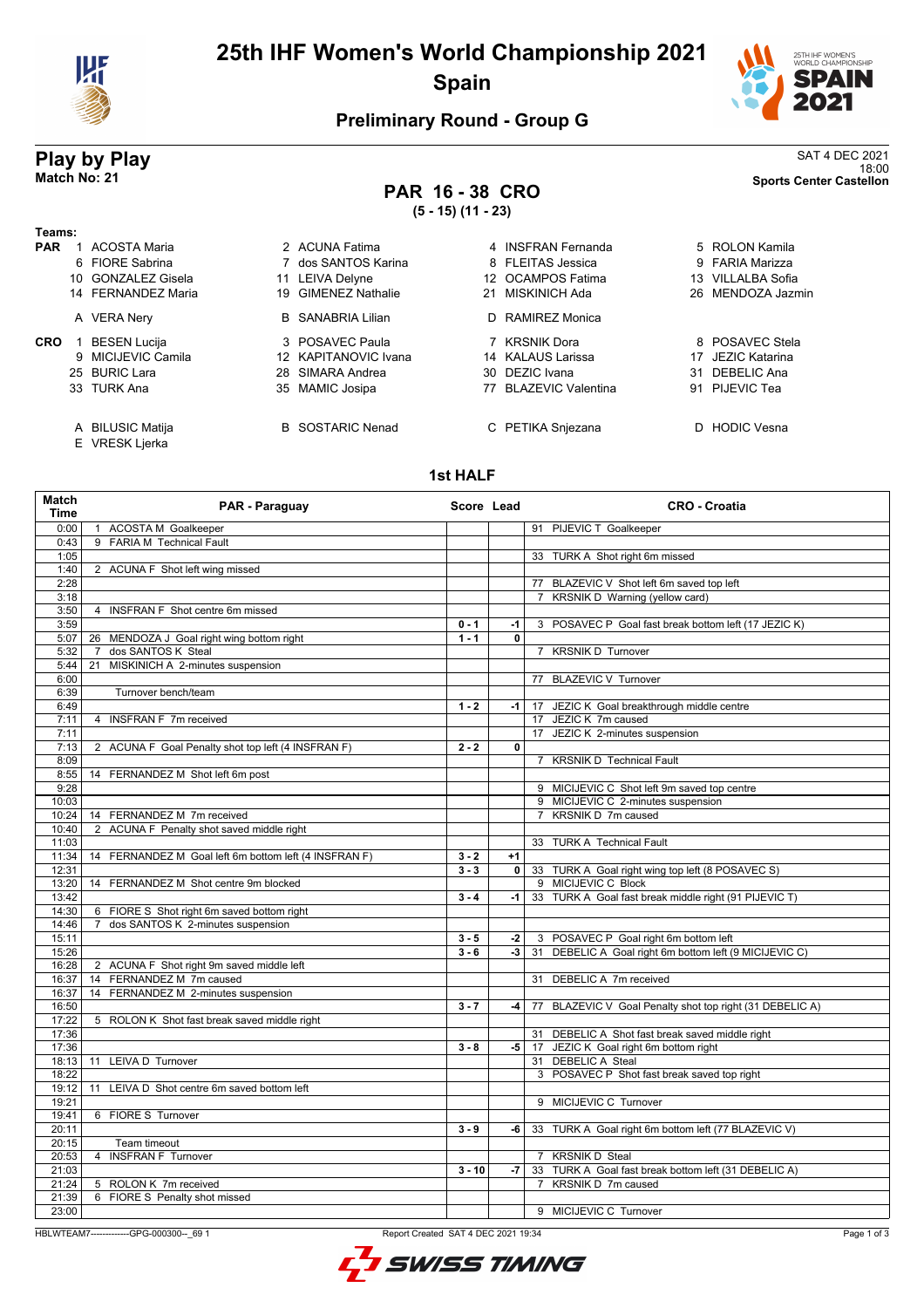# 25th IHF Women's World Championship 2021

## Spain

### Preliminary Round - Group G

**Play by Play**
**Match No: 21**

SAT 4 DEC 2021
18:00
**Sports Center Castellon**

## PAR 16 - 38 CRO

**(5 - 15) (11 - 23)**

**Teams:**

**PAR**
1 ACOSTA Maria, 2 ACUNA Fatima, 4 INSFRAN Fernanda, 5 ROLON Kamila
6 FIORE Sabrina, 7 dos SANTOS Karina, 8 FLEITAS Jessica, 9 FARIA Marizza
10 GONZALEZ Gisela, 11 LEIVA Delyne, 12 OCAMPOS Fatima, 13 VILLALBA Sofia
14 FERNANDEZ Maria, 19 GIMENEZ Nathalie, 21 MISKINICH Ada, 26 MENDOZA Jazmin

A VERA Nery, B SANABRIA Lilian, D RAMIREZ Monica

**CRO**
1 BESEN Lucija, 3 POSAVEC Paula, 7 KRSNIK Dora, 8 POSAVEC Stela
9 MICIJEVIC Camila, 12 KAPITANOVIC Ivana, 14 KALAUS Larissa, 17 JEZIC Katarina
25 BURIC Lara, 28 SIMARA Andrea, 30 DEZIC Ivana, 31 DEBELIC Ana
33 TURK Ana, 35 MAMIC Josipa, 77 BLAZEVIC Valentina, 91 PIJEVIC Tea

A BILUSIC Matija, B SOSTARIC Nenad, C PETIKA Snjezana, D HODIC Vesna
E VRESK Ljerka

### 1st HALF

| Match Time | PAR - Paraguay | Score | Lead | CRO - Croatia |
|---|---|---|---|---|
| 0:00 | 1 ACOSTA M Goalkeeper | | | 91 PIJEVIC T Goalkeeper |
| 0:43 | 9 FARIA M Technical Fault | | | |
| 1:05 | | | | 33 TURK A Shot right 6m missed |
| 1:40 | 2 ACUNA F Shot left wing missed | | | |
| 2:28 | | | | 77 BLAZEVIC V Shot left 6m saved top left |
| 3:18 | | | | 7 KRSNIK D Warning (yellow card) |
| 3:50 | 4 INSFRAN F Shot centre 6m missed | | | |
| 3:59 | | 0 - 1 | -1 | 3 POSAVEC P Goal fast break bottom left (17 JEZIC K) |
| 5:07 | 26 MENDOZA J Goal right wing bottom right | 1 - 1 | 0 | |
| 5:32 | 7 dos SANTOS K Steal | | | 7 KRSNIK D Turnover |
| 5:44 | 21 MISKINICH A 2-minutes suspension | | | |
| 6:00 | | | | 77 BLAZEVIC V Turnover |
| 6:39 | Turnover bench/team | | | |
| 6:49 | | 1 - 2 | -1 | 17 JEZIC K Goal breakthrough middle centre |
| 7:11 | 4 INSFRAN F 7m received | | | 17 JEZIC K 7m caused |
| 7:11 | | | | 17 JEZIC K 2-minutes suspension |
| 7:13 | 2 ACUNA F Goal Penalty shot top left (4 INSFRAN F) | 2 - 2 | 0 | |
| 8:09 | | | | 7 KRSNIK D Technical Fault |
| 8:55 | 14 FERNANDEZ M Shot left 6m post | | | |
| 9:28 | | | | 9 MICIJEVIC C Shot left 9m saved top centre |
| 10:03 | | | | 9 MICIJEVIC C 2-minutes suspension |
| 10:24 | 14 FERNANDEZ M 7m received | | | 7 KRSNIK D 7m caused |
| 10:40 | 2 ACUNA F Penalty shot saved middle right | | | |
| 11:03 | | | | 33 TURK A Technical Fault |
| 11:34 | 14 FERNANDEZ M Goal left 6m bottom left (4 INSFRAN F) | 3 - 2 | +1 | |
| 12:31 | | 3 - 3 | 0 | 33 TURK A Goal right wing top left (8 POSAVEC S) |
| 13:20 | 14 FERNANDEZ M Shot centre 9m blocked | | | 9 MICIJEVIC C Block |
| 13:42 | | 3 - 4 | -1 | 33 TURK A Goal fast break middle right (91 PIJEVIC T) |
| 14:30 | 6 FIORE S Shot right 6m saved bottom right | | | |
| 14:46 | 7 dos SANTOS K 2-minutes suspension | | | |
| 15:11 | | 3 - 5 | -2 | 3 POSAVEC P Goal right 6m bottom left |
| 15:26 | | 3 - 6 | -3 | 31 DEBELIC A Goal right 6m bottom left (9 MICIJEVIC C) |
| 16:28 | 2 ACUNA F Shot right 9m saved middle left | | | |
| 16:37 | 14 FERNANDEZ M 7m caused | | | 31 DEBELIC A 7m received |
| 16:37 | 14 FERNANDEZ M 2-minutes suspension | | | |
| 16:50 | | 3 - 7 | -4 | 77 BLAZEVIC V Goal Penalty shot top right (31 DEBELIC A) |
| 17:22 | 5 ROLON K Shot fast break saved middle right | | | |
| 17:36 | | | | 31 DEBELIC A Shot fast break saved middle right |
| 17:36 | | 3 - 8 | -5 | 17 JEZIC K Goal right 6m bottom right |
| 18:13 | 11 LEIVA D Turnover | | | 31 DEBELIC A Steal |
| 18:22 | | | | 3 POSAVEC P Shot fast break saved top right |
| 19:12 | 11 LEIVA D Shot centre 6m saved bottom left | | | |
| 19:21 | | | | 9 MICIJEVIC C Turnover |
| 19:41 | 6 FIORE S Turnover | | | |
| 20:11 | | 3 - 9 | -6 | 33 TURK A Goal right 6m bottom left (77 BLAZEVIC V) |
| 20:15 | Team timeout | | | |
| 20:53 | 4 INSFRAN F Turnover | | | 7 KRSNIK D Steal |
| 21:03 | | 3 - 10 | -7 | 33 TURK A Goal fast break bottom left (31 DEBELIC A) |
| 21:24 | 5 ROLON K 7m received | | | 7 KRSNIK D 7m caused |
| 21:39 | 6 FIORE S Penalty shot missed | | | |
| 23:00 | | | | 9 MICIJEVIC C Turnover |

HBLWTEAM7--------------GPG-000300--_69 1 Report Created SAT 4 DEC 2021 19:34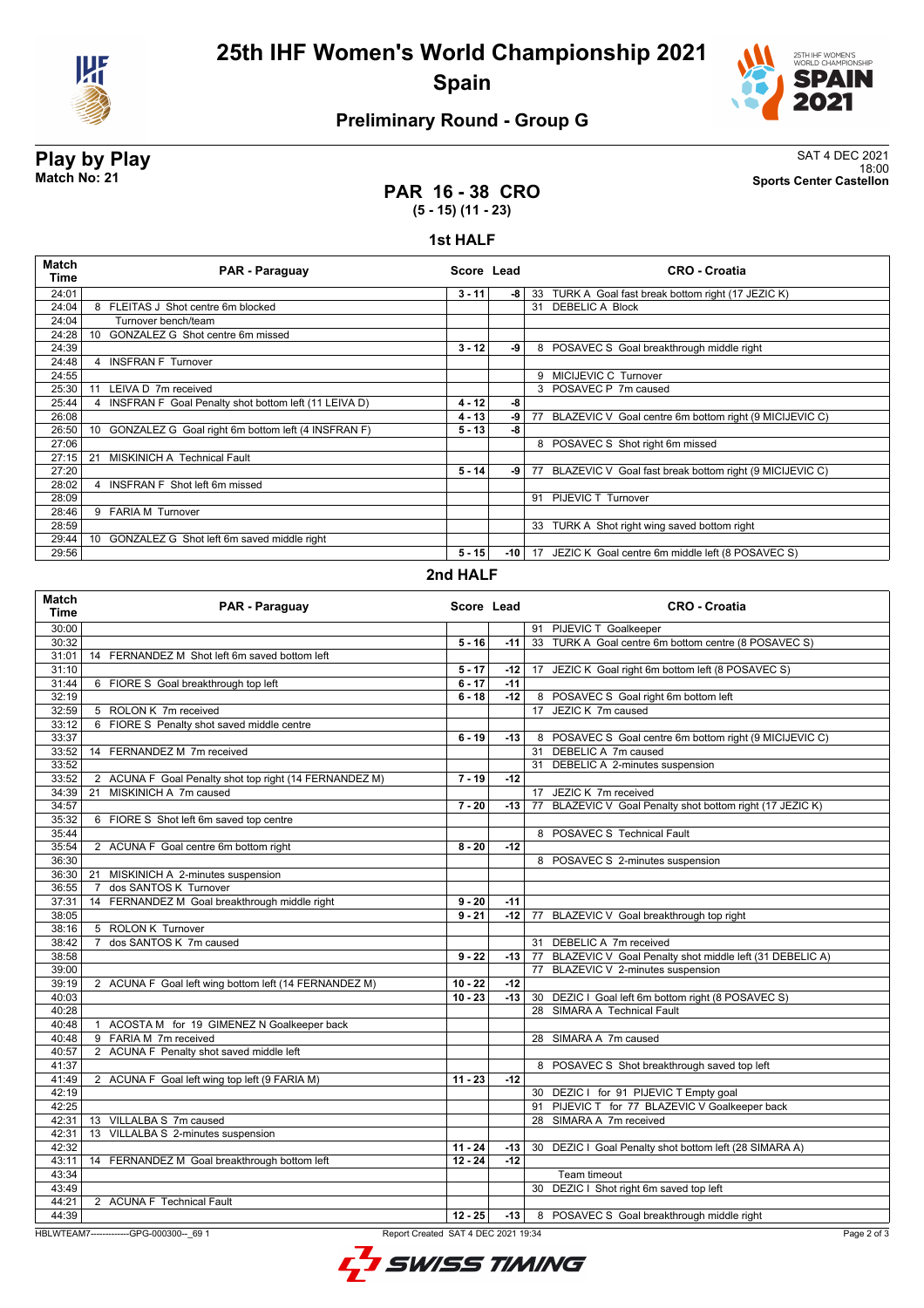# 25th IHF Women's World Championship 2021

## Spain

### Preliminary Round - Group G

**Play by Play**
**Match No: 21**

SAT 4 DEC 2021
18:00
**Sports Center Castellon**

## PAR 16 - 38 CRO
**(5 - 15) (11 - 23)**

### 1st HALF

| Match Time | PAR - Paraguay | Score | Lead | CRO - Croatia |
|---|---|---|---|---|
| 24:01 | | 3 - 11 | -8 | 33 TURK A Goal fast break bottom right (17 JEZIC K) |
| 24:04 | 8 FLEITAS J Shot centre 6m blocked | | | 31 DEBELIC A Block |
| 24:04 | Turnover bench/team | | | |
| 24:28 | 10 GONZALEZ G Shot centre 6m missed | | | |
| 24:39 | | 3 - 12 | -9 | 8 POSAVEC S Goal breakthrough middle right |
| 24:48 | 4 INSFRAN F Turnover | | | |
| 24:55 | | | | 9 MICIJEVIC C Turnover |
| 25:30 | 11 LEIVA D 7m received | | | 3 POSAVEC P 7m caused |
| 25:44 | 4 INSFRAN F Goal Penalty shot bottom left (11 LEIVA D) | 4 - 12 | -8 | |
| 26:08 | | 4 - 13 | -9 | 77 BLAZEVIC V Goal centre 6m bottom right (9 MICIJEVIC C) |
| 26:50 | 10 GONZALEZ G Goal right 6m bottom left (4 INSFRAN F) | 5 - 13 | -8 | |
| 27:06 | | | | 8 POSAVEC S Shot right 6m missed |
| 27:15 | 21 MISKINICH A Technical Fault | | | |
| 27:20 | | 5 - 14 | -9 | 77 BLAZEVIC V Goal fast break bottom right (9 MICIJEVIC C) |
| 28:02 | 4 INSFRAN F Shot left 6m missed | | | |
| 28:09 | | | | 91 PIJEVIC T Turnover |
| 28:46 | 9 FARIA M Turnover | | | |
| 28:59 | | | | 33 TURK A Shot right wing saved bottom right |
| 29:44 | 10 GONZALEZ G Shot left 6m saved middle right | | | |
| 29:56 | | 5 - 15 | -10 | 17 JEZIC K Goal centre 6m middle left (8 POSAVEC S) |

### 2nd HALF

| Match Time | PAR - Paraguay | Score | Lead | CRO - Croatia |
|---|---|---|---|---|
| 30:00 | | | | 91 PIJEVIC T Goalkeeper |
| 30:32 | | 5 - 16 | -11 | 33 TURK A Goal centre 6m bottom centre (8 POSAVEC S) |
| 31:01 | 14 FERNANDEZ M Shot left 6m saved bottom left | | | |
| 31:10 | | 5 - 17 | -12 | 17 JEZIC K Goal right 6m bottom left (8 POSAVEC S) |
| 31:44 | 6 FIORE S Goal breakthrough top left | 6 - 17 | -11 | |
| 32:19 | | 6 - 18 | -12 | 8 POSAVEC S Goal right 6m bottom left |
| 32:59 | 5 ROLON K 7m received | | | 17 JEZIC K 7m caused |
| 33:12 | 6 FIORE S Penalty shot saved middle centre | | | |
| 33:37 | | 6 - 19 | -13 | 8 POSAVEC S Goal centre 6m bottom right (9 MICIJEVIC C) |
| 33:52 | 14 FERNANDEZ M 7m received | | | 31 DEBELIC A 7m caused |
| 33:52 | | | | 31 DEBELIC A 2-minutes suspension |
| 33:52 | 2 ACUNA F Goal Penalty shot top right (14 FERNANDEZ M) | 7 - 19 | -12 | |
| 34:39 | 21 MISKINICH A 7m caused | | | 17 JEZIC K 7m received |
| 34:57 | | 7 - 20 | -13 | 77 BLAZEVIC V Goal Penalty shot bottom right (17 JEZIC K) |
| 35:32 | 6 FIORE S Shot left 6m saved top centre | | | |
| 35:44 | | | | 8 POSAVEC S Technical Fault |
| 35:54 | 2 ACUNA F Goal centre 6m bottom right | 8 - 20 | -12 | |
| 36:30 | | | | 8 POSAVEC S 2-minutes suspension |
| 36:30 | 21 MISKINICH A 2-minutes suspension | | | |
| 36:55 | 7 dos SANTOS K Turnover | | | |
| 37:31 | 14 FERNANDEZ M Goal breakthrough middle right | 9 - 20 | -11 | |
| 38:05 | | 9 - 21 | -12 | 77 BLAZEVIC V Goal breakthrough top right |
| 38:16 | 5 ROLON K Turnover | | | |
| 38:42 | 7 dos SANTOS K 7m caused | | | 31 DEBELIC A 7m received |
| 38:58 | | 9 - 22 | -13 | 77 BLAZEVIC V Goal Penalty shot middle left (31 DEBELIC A) |
| 39:00 | | | | 77 BLAZEVIC V 2-minutes suspension |
| 39:19 | 2 ACUNA F Goal left wing bottom left (14 FERNANDEZ M) | 10 - 22 | -12 | |
| 40:03 | | 10 - 23 | -13 | 30 DEZIC I Goal left 6m bottom right (8 POSAVEC S) |
| 40:28 | | | | 28 SIMARA A Technical Fault |
| 40:48 | 1 ACOSTA M for 19 GIMENEZ N Goalkeeper back | | | |
| 40:48 | 9 FARIA M 7m received | | | 28 SIMARA A 7m caused |
| 40:57 | 2 ACUNA F Penalty shot saved middle left | | | |
| 41:37 | | | | 8 POSAVEC S Shot breakthrough saved top left |
| 41:49 | 2 ACUNA F Goal left wing top left (9 FARIA M) | 11 - 23 | -12 | |
| 42:19 | | | | 30 DEZIC I for 91 PIJEVIC T Empty goal |
| 42:25 | | | | 91 PIJEVIC T for 77 BLAZEVIC V Goalkeeper back |
| 42:31 | 13 VILLALBA S 7m caused | | | 28 SIMARA A 7m received |
| 42:31 | 13 VILLALBA S 2-minutes suspension | | | |
| 42:32 | | 11 - 24 | -13 | 30 DEZIC I Goal Penalty shot bottom left (28 SIMARA A) |
| 43:11 | 14 FERNANDEZ M Goal breakthrough bottom left | 12 - 24 | -12 | |
| 43:34 | | | | Team timeout |
| 43:49 | | | | 30 DEZIC I Shot right 6m saved top left |
| 44:21 | 2 ACUNA F Technical Fault | | | |
| 44:39 | | 12 - 25 | -13 | 8 POSAVEC S Goal breakthrough middle right |

HBLWTEAM7-------------GPG-000300--_69 1 Report Created SAT 4 DEC 2021 19:34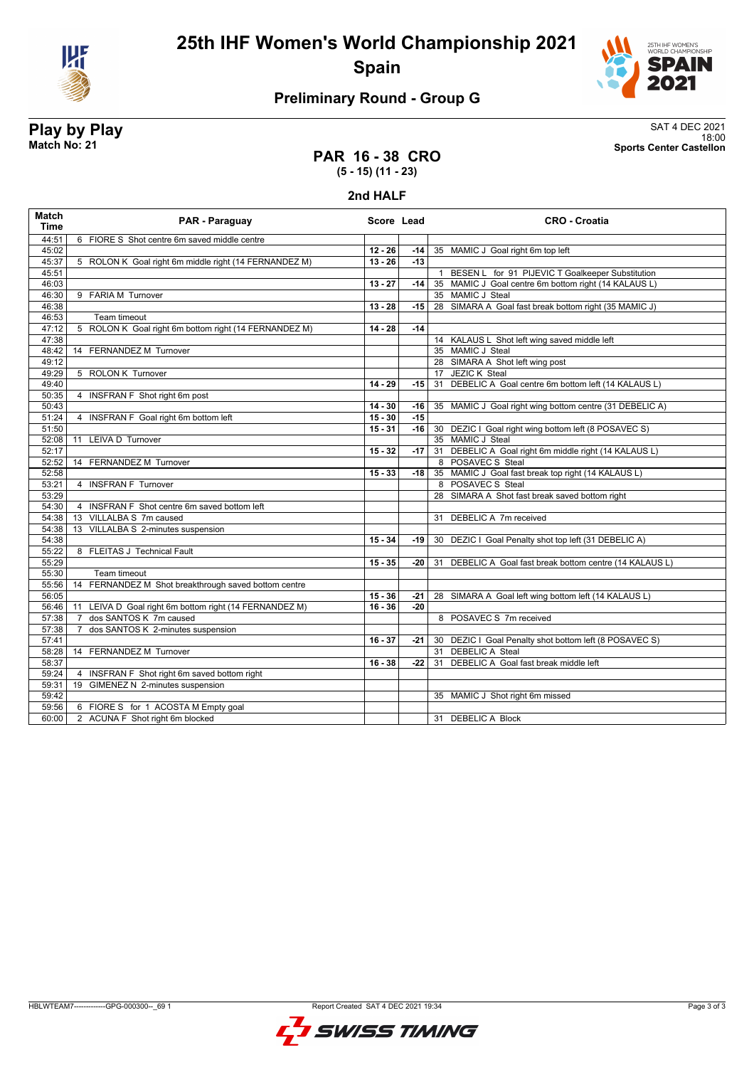# 25th IHF Women's World Championship 2021

## Spain

### Preliminary Round - Group G

**Play by Play**
**Match No: 21**

SAT 4 DEC 2021
18:00
**Sports Center Castellon**

## PAR 16 - 38 CRO

**(5 - 15) (11 - 23)**

### 2nd HALF

| Match Time | PAR - Paraguay | Score | Lead | CRO - Croatia |
|---|---|---|---|---|
| 44:51 | 6 FIORE S Shot centre 6m saved middle centre | | | |
| 45:02 | | 12 - 26 | -14 | 35 MAMIC J Goal right 6m top left |
| 45:37 | 5 ROLON K Goal right 6m middle right (14 FERNANDEZ M) | 13 - 26 | -13 | |
| 45:51 | | | | 1 BESEN L for 91 PIJEVIC T Goalkeeper Substitution |
| 46:03 | | 13 - 27 | -14 | 35 MAMIC J Goal centre 6m bottom right (14 KALAUS L) |
| 46:30 | 9 FARIA M Turnover | | | 35 MAMIC J Steal |
| 46:38 | | 13 - 28 | -15 | 28 SIMARA A Goal fast break bottom right (35 MAMIC J) |
| 46:53 | Team timeout | | | |
| 47:12 | 5 ROLON K Goal right 6m bottom right (14 FERNANDEZ M) | 14 - 28 | -14 | |
| 47:38 | | | | 14 KALAUS L Shot left wing saved middle left |
| 48:42 | 14 FERNANDEZ M Turnover | | | 35 MAMIC J Steal |
| 49:12 | | | | 28 SIMARA A Shot left wing post |
| 49:29 | 5 ROLON K Turnover | | | 17 JEZIC K Steal |
| 49:40 | | 14 - 29 | -15 | 31 DEBELIC A Goal centre 6m bottom left (14 KALAUS L) |
| 50:35 | 4 INSFRAN F Shot right 6m post | | | |
| 50:43 | | 14 - 30 | -16 | 35 MAMIC J Goal right wing bottom centre (31 DEBELIC A) |
| 51:24 | 4 INSFRAN F Goal right 6m bottom left | 15 - 30 | -15 | |
| 51:50 | | 15 - 31 | -16 | 30 DEZIC I Goal right wing bottom left (8 POSAVEC S) |
| 52:08 | 11 LEIVA D Turnover | | | 35 MAMIC J Steal |
| 52:17 | | 15 - 32 | -17 | 31 DEBELIC A Goal right 6m middle right (14 KALAUS L) |
| 52:52 | 14 FERNANDEZ M Turnover | | | 8 POSAVEC S Steal |
| 52:58 | | 15 - 33 | -18 | 35 MAMIC J Goal fast break top right (14 KALAUS L) |
| 53:21 | 4 INSFRAN F Turnover | | | 8 POSAVEC S Steal |
| 53:29 | | | | 28 SIMARA A Shot fast break saved bottom right |
| 54:30 | 4 INSFRAN F Shot centre 6m saved bottom left | | | |
| 54:38 | 13 VILLALBA S 7m caused | | | 31 DEBELIC A 7m received |
| 54:38 | 13 VILLALBA S 2-minutes suspension | | | |
| 54:38 | | 15 - 34 | -19 | 30 DEZIC I Goal Penalty shot top left (31 DEBELIC A) |
| 55:22 | 8 FLEITAS J Technical Fault | | | |
| 55:29 | | 15 - 35 | -20 | 31 DEBELIC A Goal fast break bottom centre (14 KALAUS L) |
| 55:30 | Team timeout | | | |
| 55:56 | 14 FERNANDEZ M Shot breakthrough saved bottom centre | | | |
| 56:05 | | 15 - 36 | -21 | 28 SIMARA A Goal left wing bottom left (14 KALAUS L) |
| 56:46 | 11 LEIVA D Goal right 6m bottom right (14 FERNANDEZ M) | 16 - 36 | -20 | |
| 57:38 | 7 dos SANTOS K 7m caused | | | 8 POSAVEC S 7m received |
| 57:38 | 7 dos SANTOS K 2-minutes suspension | | | |
| 57:41 | | 16 - 37 | -21 | 30 DEZIC I Goal Penalty shot bottom left (8 POSAVEC S) |
| 58:28 | 14 FERNANDEZ M Turnover | | | 31 DEBELIC A Steal |
| 58:37 | | 16 - 38 | -22 | 31 DEBELIC A Goal fast break middle left |
| 59:24 | 4 INSFRAN F Shot right 6m saved bottom right | | | |
| 59:31 | 19 GIMENEZ N 2-minutes suspension | | | |
| 59:42 | | | | 35 MAMIC J Shot right 6m missed |
| 59:56 | 6 FIORE S for 1 ACOSTA M Empty goal | | | |
| 60:00 | 2 ACUNA F Shot right 6m blocked | | | 31 DEBELIC A Block |

HBLWTEAM7-------------GPG-000300--_69 1 Report Created SAT 4 DEC 2021 19:34